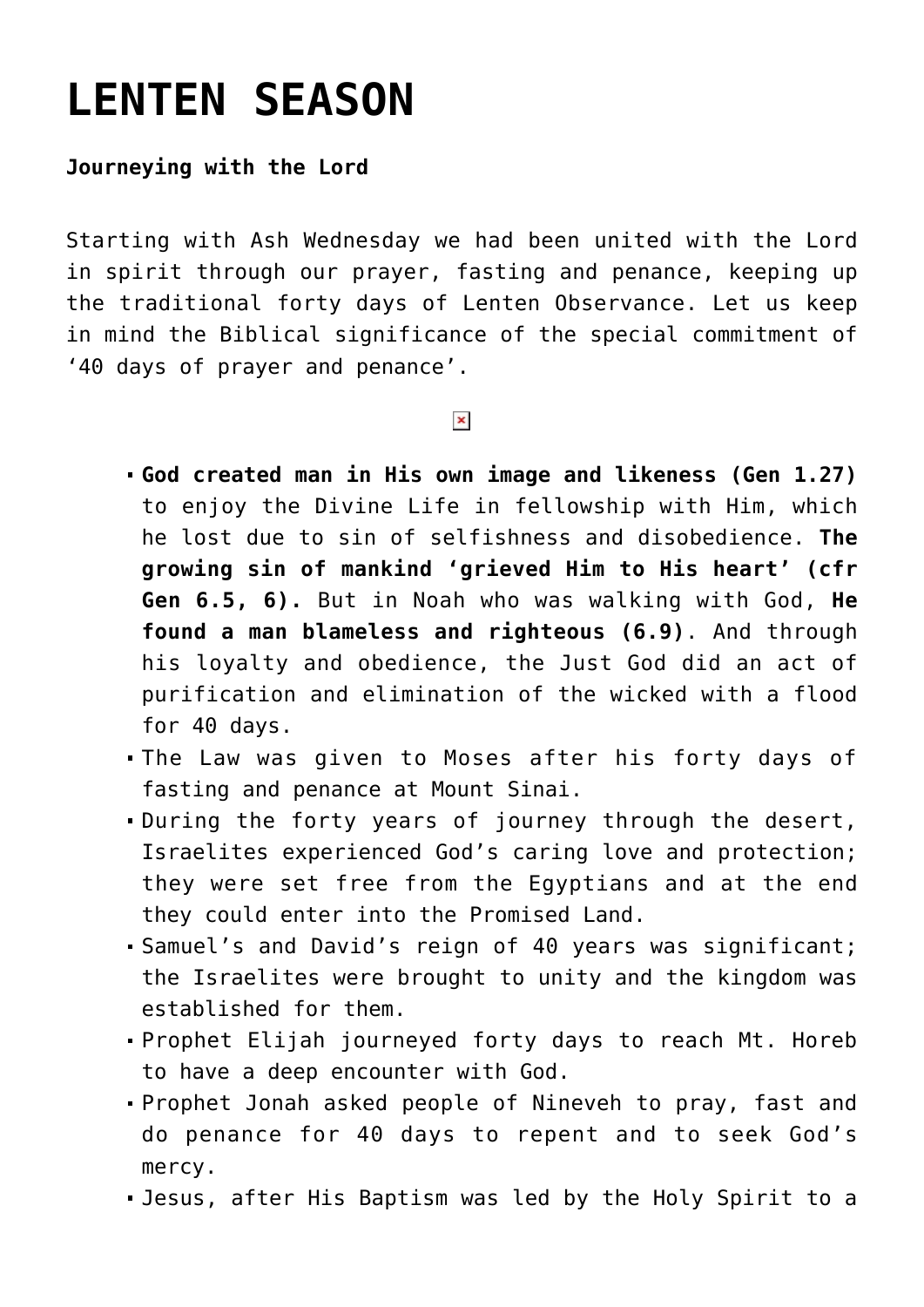# LENTEN SEASON

**Journeying with the Lord**

Starting with Ash Wednesday we had been united with the Lord in spirit through our prayer, fasting and penance, keeping up the traditional forty days of Lenten Observance. Let us keep in mind the Biblical significance of the special commitment of '40 days of prayer and penance'.

- **God created man in His own image and likeness (Gen 1.27)** to enjoy the Divine Life in fellowship with Him, which he lost due to sin of selfishness and disobedience. **The growing sin of mankind 'grieved Him to His heart' (cfr Gen 6.5, 6).** But in Noah who was walking with God, **He found a man blameless and righteous (6.9)**. And through his loyalty and obedience, the Just God did an act of purification and elimination of the wicked with a flood for 40 days.
- The Law was given to Moses after his forty days of fasting and penance at Mount Sinai.
- During the forty years of journey through the desert, Israelites experienced God's caring love and protection; they were set free from the Egyptians and at the end they could enter into the Promised Land.
- Samuel's and David's reign of 40 years was significant; the Israelites were brought to unity and the kingdom was established for them.
- Prophet Elijah journeyed forty days to reach Mt. Horeb to have a deep encounter with God.
- Prophet Jonah asked people of Nineveh to pray, fast and do penance for 40 days to repent and to seek God's mercy.
- Jesus, after His Baptism was led by the Holy Spirit to a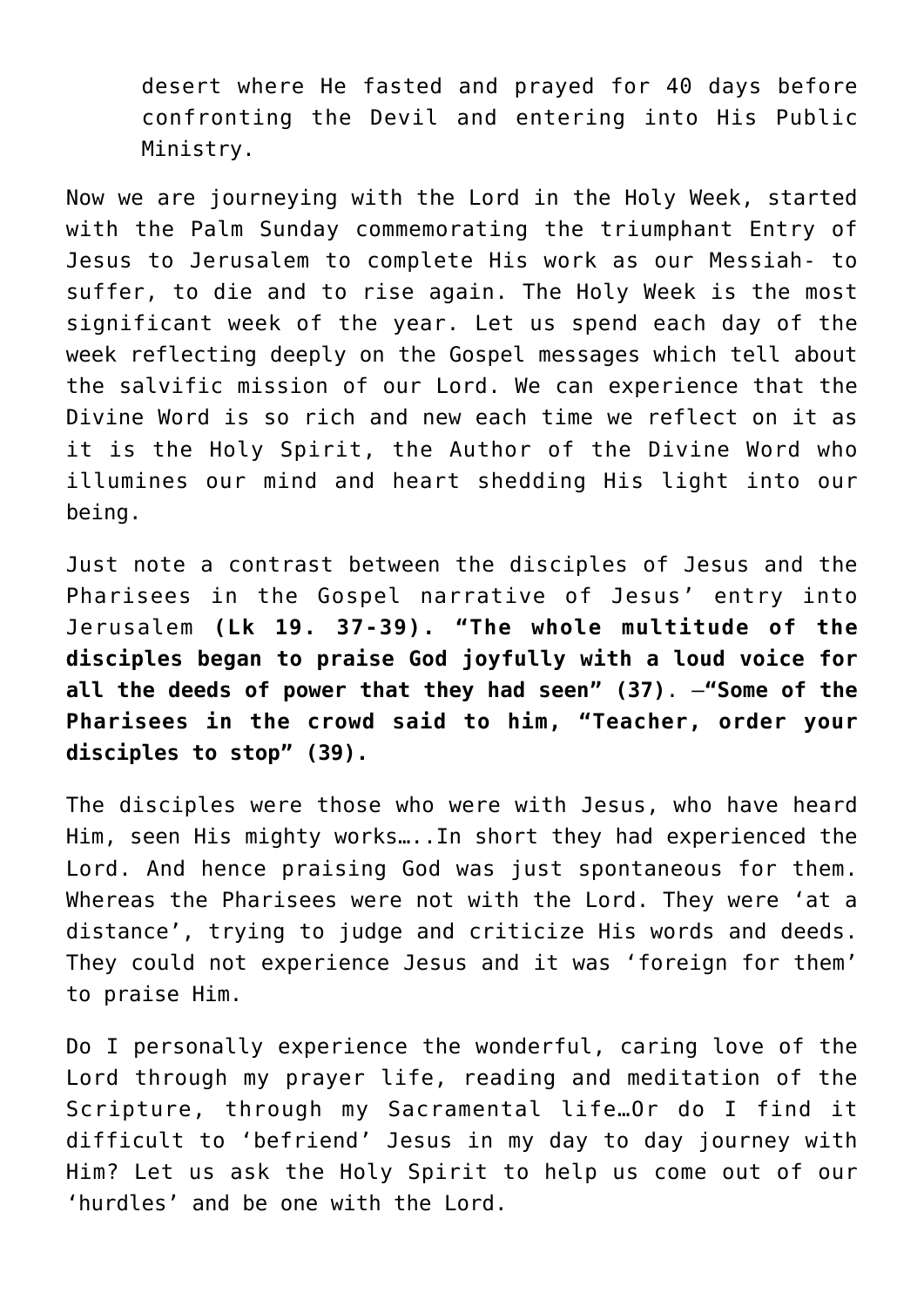desert where He fasted and prayed for 40 days before confronting the Devil and entering into His Public Ministry.

Now we are journeying with the Lord in the Holy Week, started with the Palm Sunday commemorating the triumphant Entry of Jesus to Jerusalem to complete His work as our Messiah- to suffer, to die and to rise again. The Holy Week is the most significant week of the year. Let us spend each day of the week reflecting deeply on the Gospel messages which tell about the salvific mission of our Lord. We can experience that the Divine Word is so rich and new each time we reflect on it as it is the Holy Spirit, the Author of the Divine Word who illumines our mind and heart shedding His light into our being.

Just note a contrast between the disciples of Jesus and the Pharisees in the Gospel narrative of Jesus' entry into Jerusalem **(Lk 19. 37-39). "The whole multitude of the disciples began to praise God joyfully with a loud voice for all the deeds of power that they had seen" (37)**. –**"Some of the Pharisees in the crowd said to him, "Teacher, order your disciples to stop" (39).**

The disciples were those who were with Jesus, who have heard Him, seen His mighty works…..In short they had experienced the Lord. And hence praising God was just spontaneous for them. Whereas the Pharisees were not with the Lord. They were 'at a distance', trying to judge and criticize His words and deeds. They could not experience Jesus and it was 'foreign for them' to praise Him.

Do I personally experience the wonderful, caring love of the Lord through my prayer life, reading and meditation of the Scripture, through my Sacramental life…Or do I find it difficult to 'befriend' Jesus in my day to day journey with Him? Let us ask the Holy Spirit to help us come out of our 'hurdles' and be one with the Lord.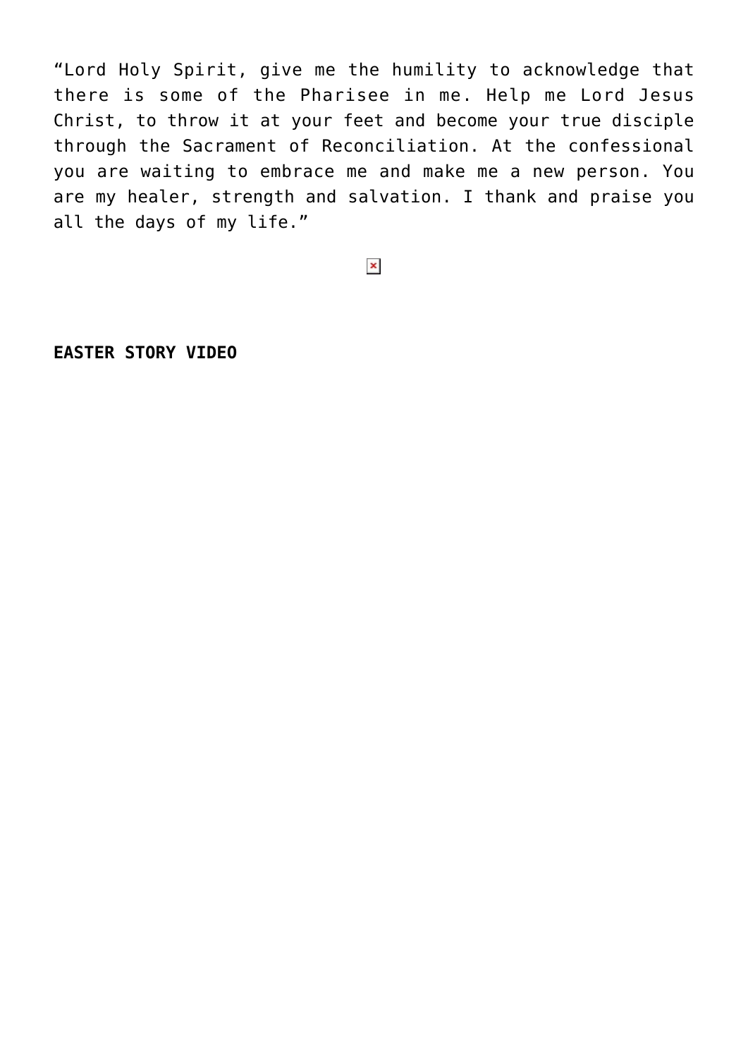"Lord Holy Spirit, give me the humility to acknowledge that there is some of the Pharisee in me. Help me Lord Jesus Christ, to throw it at your feet and become your true disciple through the Sacrament of Reconciliation. At the confessional you are waiting to embrace me and make me a new person. You are my healer, strength and salvation. I thank and praise you all the days of my life."

**EASTER STORY VIDEO**